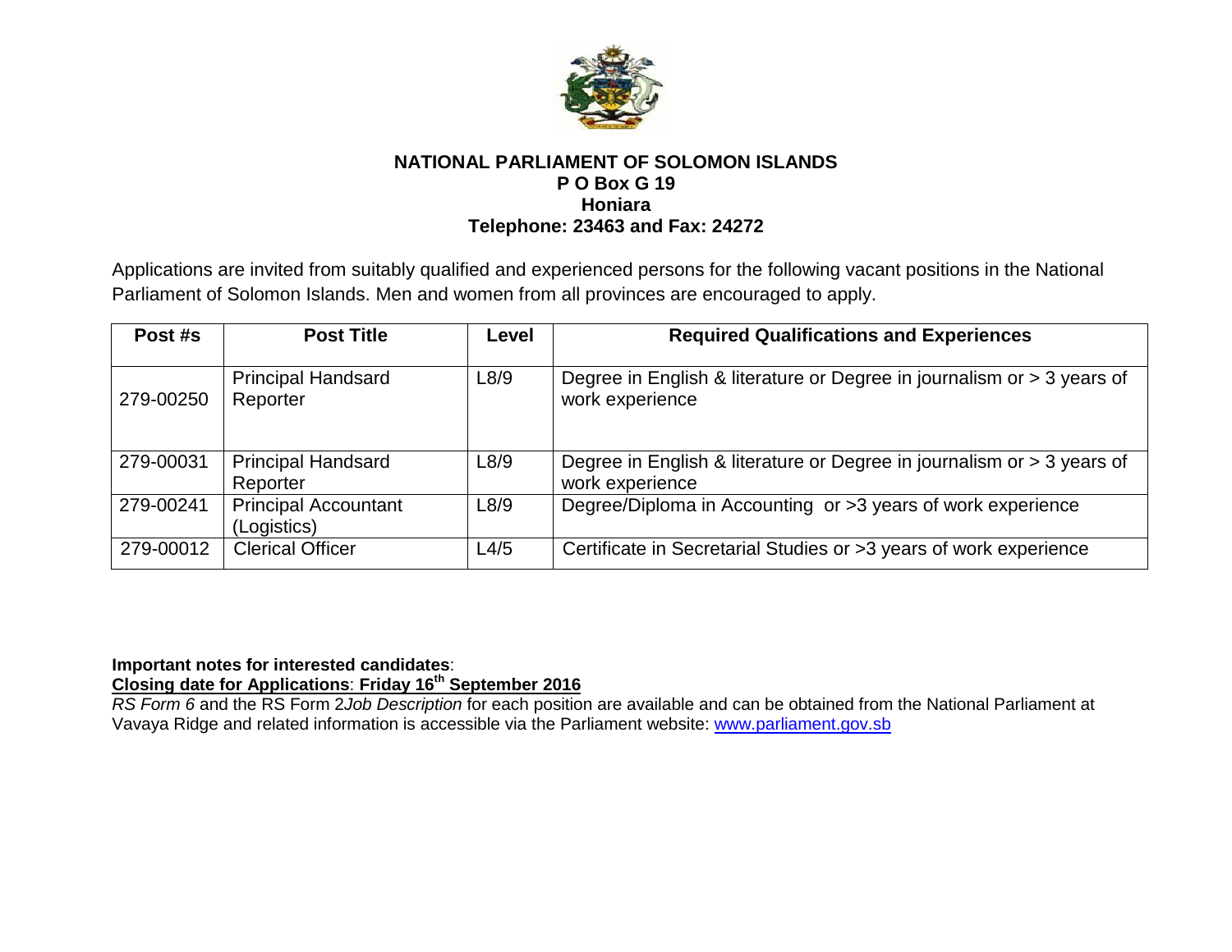**NATIONAL PARLIAMENT OF SOLOMON ISLANDS**
**P O Box G 19**
**Honiara**
**Telephone: 23463 and Fax: 24272**

Applications are invited from suitably qualified and experienced persons for the following vacant positions in the National Parliament of Solomon Islands. Men and women from all provinces are encouraged to apply.

| Post #s | Post Title | Level | Required Qualifications and Experiences |
|---|---|---|---|
| 279-00250 | Principal Handsard Reporter | L8/9 | Degree in English & literature or Degree in journalism or > 3 years of work experience |
| 279-00031 | Principal Handsard Reporter | L8/9 | Degree in English & literature or Degree in journalism or > 3 years of work experience |
| 279-00241 | Principal Accountant (Logistics) | L8/9 | Degree/Diploma in Accounting or >3 years of work experience |
| 279-00012 | Clerical Officer | L4/5 | Certificate in Secretarial Studies or >3 years of work experience |

**Important notes for interested candidates**:
**Closing date for Applications**: **Friday 16th September 2016**
*RS Form 6* and the RS Form 2*Job Description* for each position are available and can be obtained from the National Parliament at Vavaya Ridge and related information is accessible via the Parliament website: www.parliament.gov.sb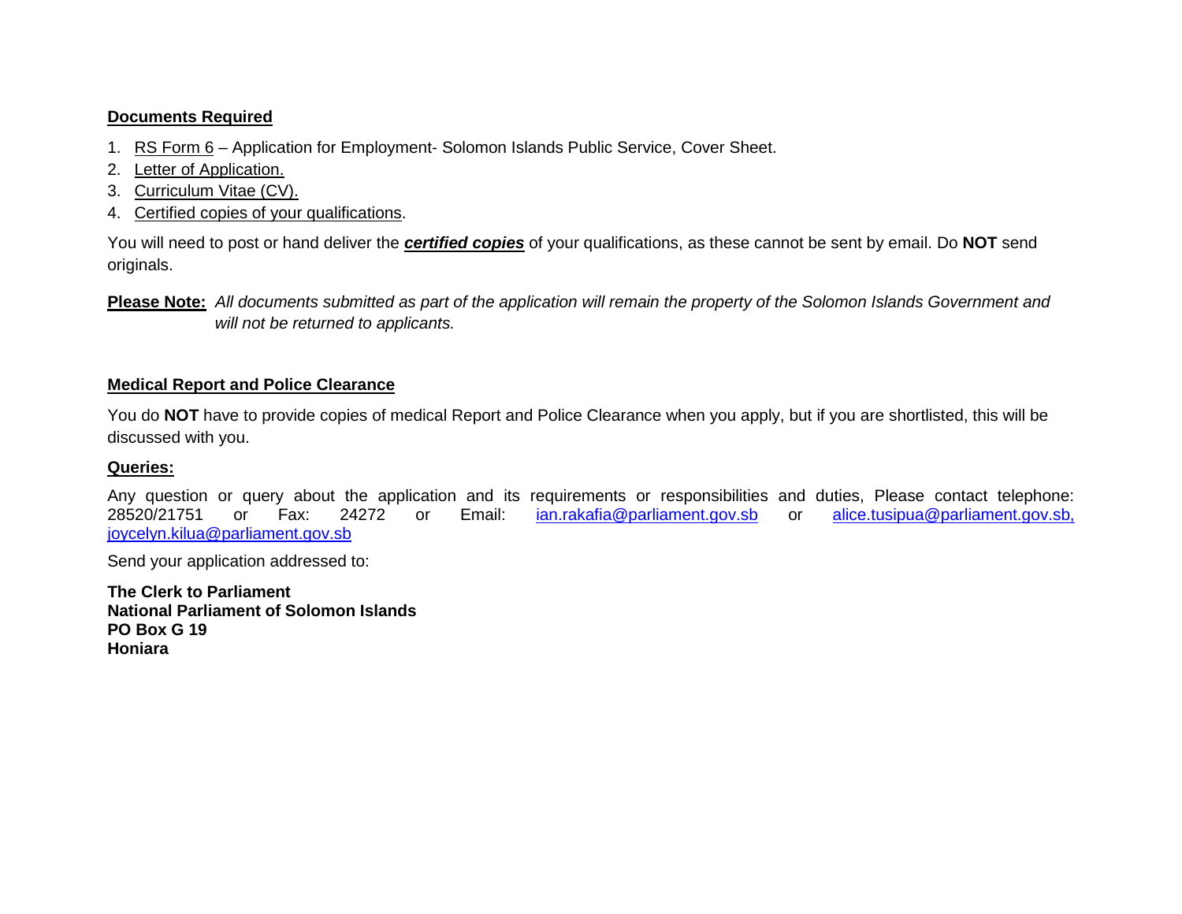## Documents Required

1. RS Form 6 – Application for Employment- Solomon Islands Public Service, Cover Sheet.
2. Letter of Application.
3. Curriculum Vitae (CV).
4. Certified copies of your qualifications.

You will need to post or hand deliver the ***certified copies*** of your qualifications, as these cannot be sent by email. Do **NOT** send originals.

**Please Note:** *All documents submitted as part of the application will remain the property of the Solomon Islands Government and will not be returned to applicants.*

## Medical Report and Police Clearance

You do **NOT** have to provide copies of medical Report and Police Clearance when you apply, but if you are shortlisted, this will be discussed with you.

## Queries:

Any question or query about the application and its requirements or responsibilities and duties, Please contact telephone: 28520/21751 or Fax: 24272 or Email: ian.rakafia@parliament.gov.sb or alice.tusipua@parliament.gov.sb, joycelyn.kilua@parliament.gov.sb

Send your application addressed to:

**The Clerk to Parliament**
**National Parliament of Solomon Islands**
**PO Box G 19**
**Honiara**